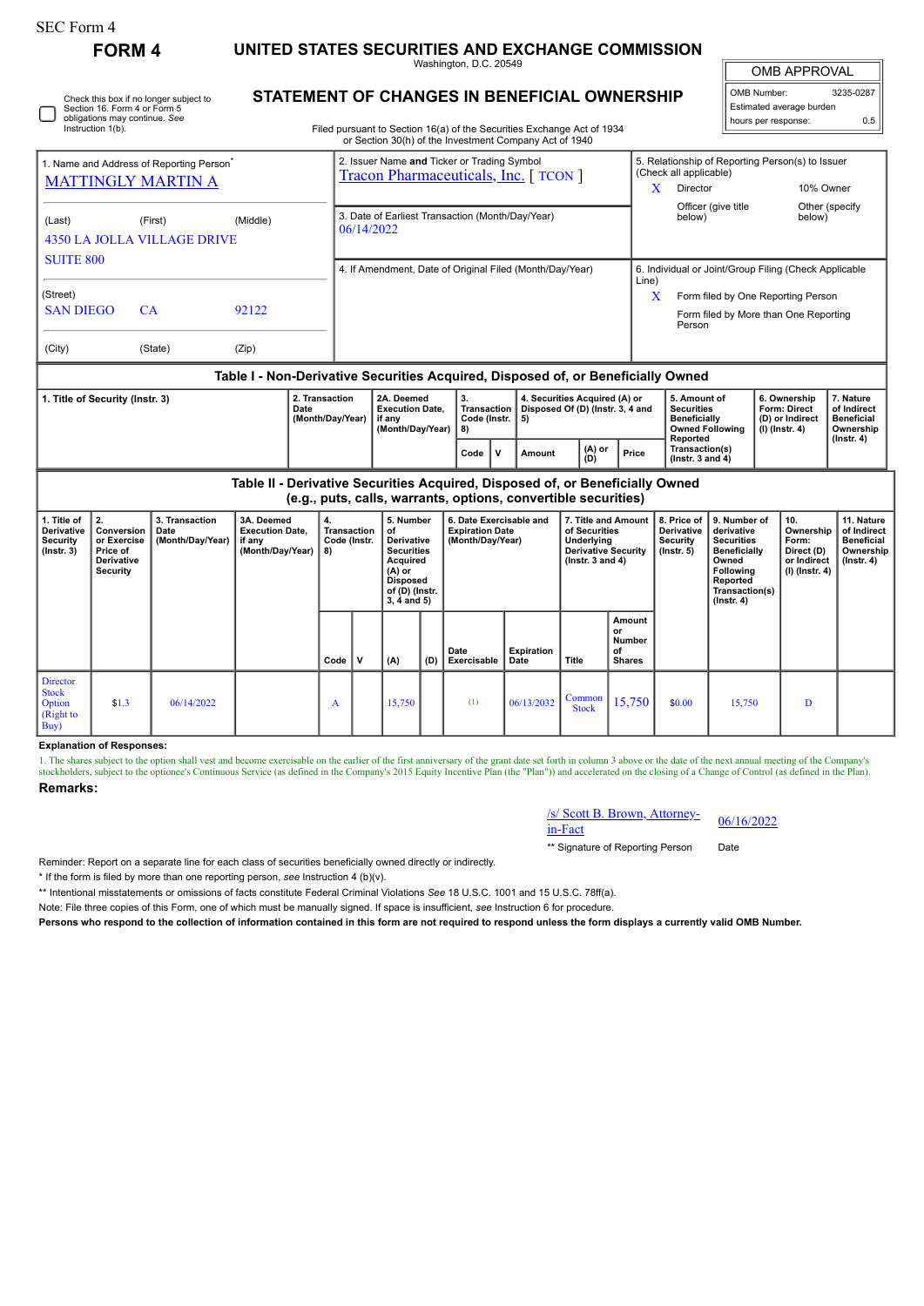SEC Form 4

# FORM 4

## UNITED STATES SECURITIES AND EXCHANGE COMMISSION

Washington, D.C. 20549

## STATEMENT OF CHANGES IN BENEFICIAL OWNERSHIP

Filed pursuant to Section 16(a) of the Securities Exchange Act of 1934
or Section 30(h) of the Investment Company Act of 1940

| OMB APPROVAL | |
|---|---|
| OMB Number: | 3235-0287 |
| Estimated average burden | |
| hours per response: | 0.5 |

☐ Check this box if no longer subject to Section 16. Form 4 or Form 5 obligations may continue. *See* Instruction 1(b).

| 1. Name and Address of Reporting Person* | 2. Issuer Name **and** Ticker or Trading Symbol | 5. Relationship of Reporting Person(s) to Issuer (Check all applicable) |
|---|---|---|
| MATTINGLY MARTIN A | Tracon Pharmaceuticals, Inc. [ TCON ] | X Director; 10% Owner; Officer (give title below); Other (specify below) |
| (Last) (First) (Middle) 4350 LA JOLLA VILLAGE DRIVE SUITE 800 | 3. Date of Earliest Transaction (Month/Day/Year) 06/14/2022 | |
| (Street) SAN DIEGO CA 92122 | 4. If Amendment, Date of Original Filed (Month/Day/Year) | 6. Individual or Joint/Group Filing (Check Applicable Line) X Form filed by One Reporting Person; Form filed by More than One Reporting Person |
| (City) (State) (Zip) | | |

### Table I - Non-Derivative Securities Acquired, Disposed of, or Beneficially Owned

| 1. Title of Security (Instr. 3) | 2. Transaction Date (Month/Day/Year) | 2A. Deemed Execution Date, if any (Month/Day/Year) | 3. Transaction Code (Instr. 8) | | 4. Securities Acquired (A) or Disposed Of (D) (Instr. 3, 4 and 5) | | | 5. Amount of Securities Beneficially Owned Following Reported Transaction(s) (Instr. 3 and 4) | 6. Ownership Form: Direct (D) or Indirect (I) (Instr. 4) | 7. Nature of Indirect Beneficial Ownership (Instr. 4) |
|---|---|---|---|---|---|---|---|---|---|---|
| | | | Code | V | Amount | (A) or (D) | Price | | | |

### Table II - Derivative Securities Acquired, Disposed of, or Beneficially Owned (e.g., puts, calls, warrants, options, convertible securities)

| 1. Title of Derivative Security (Instr. 3) | 2. Conversion or Exercise Price of Derivative Security | 3. Transaction Date (Month/Day/Year) | 3A. Deemed Execution Date, if any (Month/Day/Year) | 4. Transaction Code (Instr. 8) | | 5. Number of Derivative Securities Acquired (A) or Disposed of (D) (Instr. 3, 4 and 5) | | 6. Date Exercisable and Expiration Date (Month/Day/Year) | | 7. Title and Amount of Securities Underlying Derivative Security (Instr. 3 and 4) | | 8. Price of Derivative Security (Instr. 5) | 9. Number of derivative Securities Beneficially Owned Following Reported Transaction(s) (Instr. 4) | 10. Ownership Form: Direct (D) or Indirect (I) (Instr. 4) | 11. Nature of Indirect Beneficial Ownership (Instr. 4) |
|---|---|---|---|---|---|---|---|---|---|---|---|---|---|---|---|
| | | | | Code | V | (A) | (D) | Date Exercisable | Expiration Date | Title | Amount or Number of Shares | | | | |
| Director Stock Option (Right to Buy) | $1.3 | 06/14/2022 | | A | | 15,750 | | (1) | 06/13/2032 | Common Stock | 15,750 | $0.00 | 15,750 | D | |

**Explanation of Responses:**

1. The shares subject to the option shall vest and become exercisable on the earlier of the first anniversary of the grant date set forth in column 3 above or the date of the next annual meeting of the Company's stockholders, subject to the optionee's Continuous Service (as defined in the Company's 2015 Equity Incentive Plan (the "Plan")) and accelerated on the closing of a Change of Control (as defined in the Plan).

**Remarks:**

/s/ Scott B. Brown, Attorney-in-Fact — 06/16/2022

** Signature of Reporting Person — Date

Reminder: Report on a separate line for each class of securities beneficially owned directly or indirectly.

\* If the form is filed by more than one reporting person, *see* Instruction 4 (b)(v).

** Intentional misstatements or omissions of facts constitute Federal Criminal Violations *See* 18 U.S.C. 1001 and 15 U.S.C. 78ff(a).

Note: File three copies of this Form, one of which must be manually signed. If space is insufficient, *see* Instruction 6 for procedure.

**Persons who respond to the collection of information contained in this form are not required to respond unless the form displays a currently valid OMB Number.**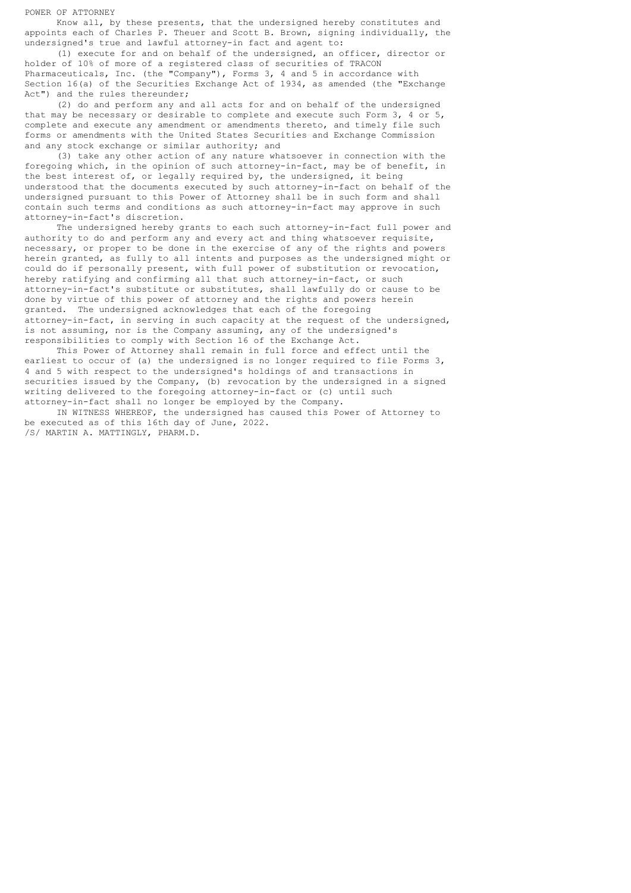# POWER OF ATTORNEY

Know all, by these presents, that the undersigned hereby constitutes and appoints each of Charles P. Theuer and Scott B. Brown, signing individually, the undersigned's true and lawful attorney-in fact and agent to:

(1) execute for and on behalf of the undersigned, an officer, director or holder of 10% of more of a registered class of securities of TRACON Pharmaceuticals, Inc. (the "Company"), Forms 3, 4 and 5 in accordance with Section 16(a) of the Securities Exchange Act of 1934, as amended (the "Exchange Act") and the rules thereunder;

(2) do and perform any and all acts for and on behalf of the undersigned that may be necessary or desirable to complete and execute such Form 3, 4 or 5, complete and execute any amendment or amendments thereto, and timely file such forms or amendments with the United States Securities and Exchange Commission and any stock exchange or similar authority; and

(3) take any other action of any nature whatsoever in connection with the foregoing which, in the opinion of such attorney-in-fact, may be of benefit, in the best interest of, or legally required by, the undersigned, it being understood that the documents executed by such attorney-in-fact on behalf of the undersigned pursuant to this Power of Attorney shall be in such form and shall contain such terms and conditions as such attorney-in-fact may approve in such attorney-in-fact's discretion.

The undersigned hereby grants to each such attorney-in-fact full power and authority to do and perform any and every act and thing whatsoever requisite, necessary, or proper to be done in the exercise of any of the rights and powers herein granted, as fully to all intents and purposes as the undersigned might or could do if personally present, with full power of substitution or revocation, hereby ratifying and confirming all that such attorney-in-fact, or such attorney-in-fact's substitute or substitutes, shall lawfully do or cause to be done by virtue of this power of attorney and the rights and powers herein granted. The undersigned acknowledges that each of the foregoing attorney-in-fact, in serving in such capacity at the request of the undersigned, is not assuming, nor is the Company assuming, any of the undersigned's responsibilities to comply with Section 16 of the Exchange Act.

This Power of Attorney shall remain in full force and effect until the earliest to occur of (a) the undersigned is no longer required to file Forms 3, 4 and 5 with respect to the undersigned's holdings of and transactions in securities issued by the Company, (b) revocation by the undersigned in a signed writing delivered to the foregoing attorney-in-fact or (c) until such attorney-in-fact shall no longer be employed by the Company.

IN WITNESS WHEREOF, the undersigned has caused this Power of Attorney to be executed as of this 16th day of June, 2022.

/S/ MARTIN A. MATTINGLY, PHARM.D.